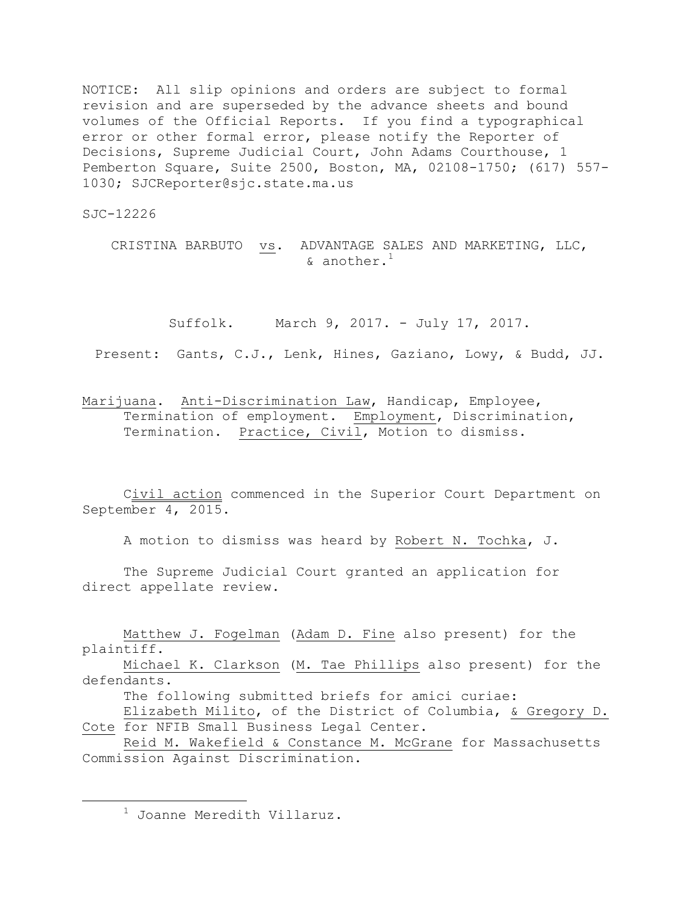NOTICE: All slip opinions and orders are subject to formal revision and are superseded by the advance sheets and bound volumes of the Official Reports. If you find a typographical error or other formal error, please notify the Reporter of Decisions, Supreme Judicial Court, John Adams Courthouse, 1 Pemberton Square, Suite 2500, Boston, MA, 02108-1750; (617) 557-1030; SJCReporter@sjc.state.ma.us

SJC-12226

CRISTINA BARBUTO vs. ADVANTAGE SALES AND MARKETING, LLC, & another.[1]

Suffolk. March 9, 2017. - July 17, 2017.

Present: Gants, C.J., Lenk, Hines, Gaziano, Lowy, & Budd, JJ.

Marijuana. Anti-Discrimination Law, Handicap, Employee, Termination of employment. Employment, Discrimination, Termination. Practice, Civil, Motion to dismiss.

Civil action commenced in the Superior Court Department on September 4, 2015.

A motion to dismiss was heard by Robert N. Tochka, J.

The Supreme Judicial Court granted an application for direct appellate review.

Matthew J. Fogelman (Adam D. Fine also present) for the plaintiff.

Michael K. Clarkson (M. Tae Phillips also present) for the defendants.

The following submitted briefs for amici curiae:

Elizabeth Milito, of the District of Columbia, & Gregory D. Cote for NFIB Small Business Legal Center.

Reid M. Wakefield & Constance M. McGrane for Massachusetts Commission Against Discrimination.

---

[1] Joanne Meredith Villaruz.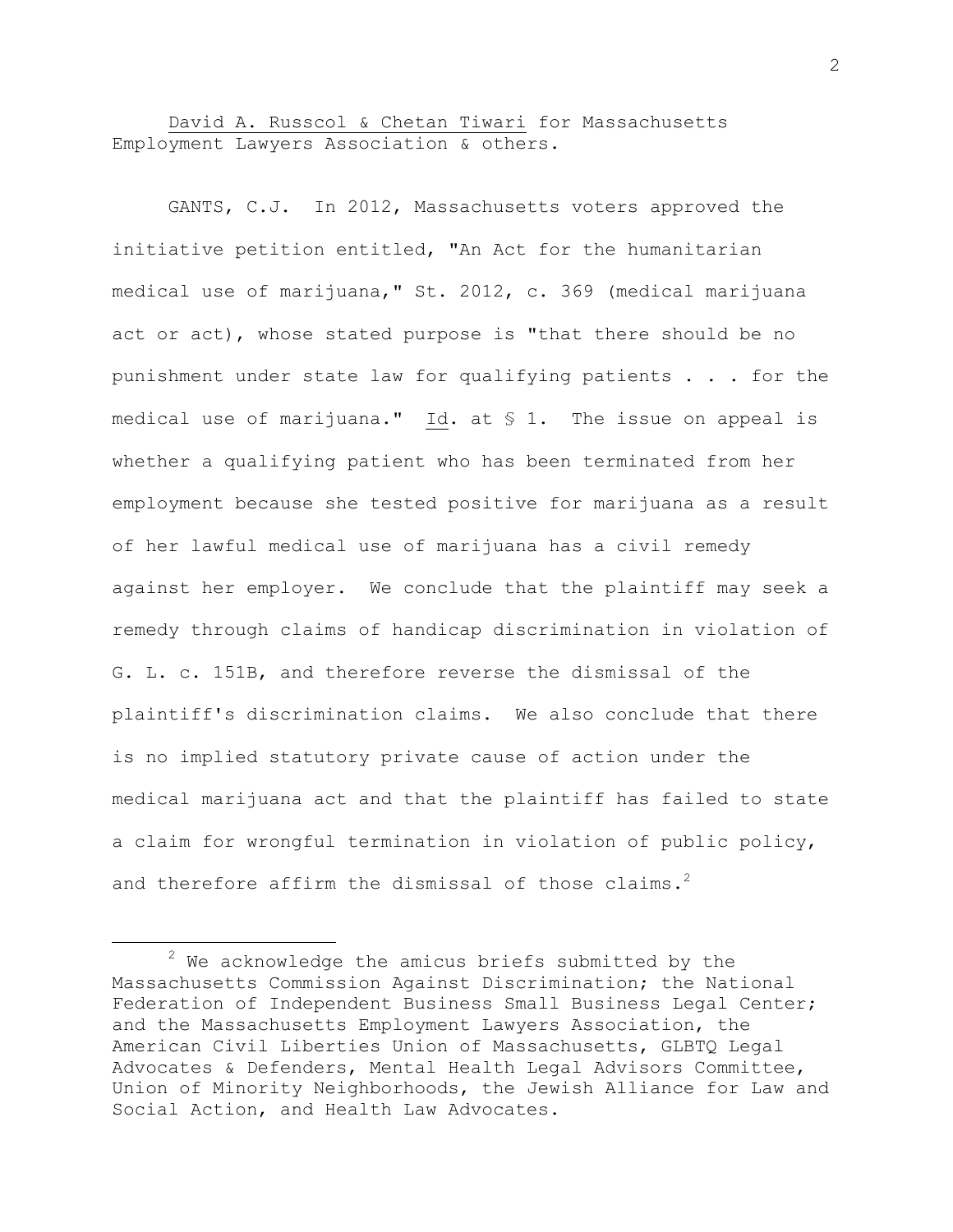David A. Russcol & Chetan Tiwari for Massachusetts Employment Lawyers Association & others.

GANTS, C.J. In 2012, Massachusetts voters approved the initiative petition entitled, "An Act for the humanitarian medical use of marijuana," St. 2012, c. 369 (medical marijuana act or act), whose stated purpose is "that there should be no punishment under state law for qualifying patients . . . for the medical use of marijuana." Id. at § 1. The issue on appeal is whether a qualifying patient who has been terminated from her employment because she tested positive for marijuana as a result of her lawful medical use of marijuana has a civil remedy against her employer. We conclude that the plaintiff may seek a remedy through claims of handicap discrimination in violation of G. L. c. 151B, and therefore reverse the dismissal of the plaintiff's discrimination claims. We also conclude that there is no implied statutory private cause of action under the medical marijuana act and that the plaintiff has failed to state a claim for wrongful termination in violation of public policy, and therefore affirm the dismissal of those claims.[2]

---

[2] We acknowledge the amicus briefs submitted by the Massachusetts Commission Against Discrimination; the National Federation of Independent Business Small Business Legal Center; and the Massachusetts Employment Lawyers Association, the American Civil Liberties Union of Massachusetts, GLBTQ Legal Advocates & Defenders, Mental Health Legal Advisors Committee, Union of Minority Neighborhoods, the Jewish Alliance for Law and Social Action, and Health Law Advocates.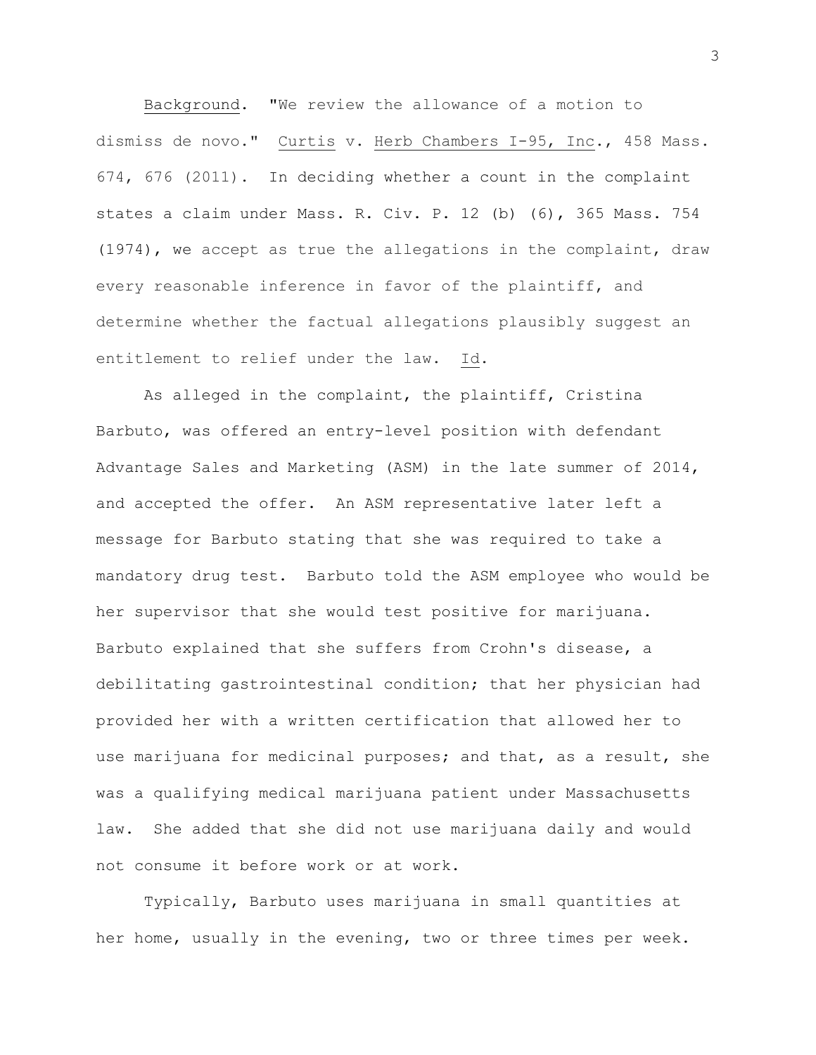Background. "We review the allowance of a motion to dismiss de novo." Curtis v. Herb Chambers I-95, Inc., 458 Mass. 674, 676 (2011). In deciding whether a count in the complaint states a claim under Mass. R. Civ. P. 12 (b) (6), 365 Mass. 754 (1974), we accept as true the allegations in the complaint, draw every reasonable inference in favor of the plaintiff, and determine whether the factual allegations plausibly suggest an entitlement to relief under the law. Id.

As alleged in the complaint, the plaintiff, Cristina Barbuto, was offered an entry-level position with defendant Advantage Sales and Marketing (ASM) in the late summer of 2014, and accepted the offer. An ASM representative later left a message for Barbuto stating that she was required to take a mandatory drug test. Barbuto told the ASM employee who would be her supervisor that she would test positive for marijuana. Barbuto explained that she suffers from Crohn's disease, a debilitating gastrointestinal condition; that her physician had provided her with a written certification that allowed her to use marijuana for medicinal purposes; and that, as a result, she was a qualifying medical marijuana patient under Massachusetts law. She added that she did not use marijuana daily and would not consume it before work or at work.

Typically, Barbuto uses marijuana in small quantities at her home, usually in the evening, two or three times per week.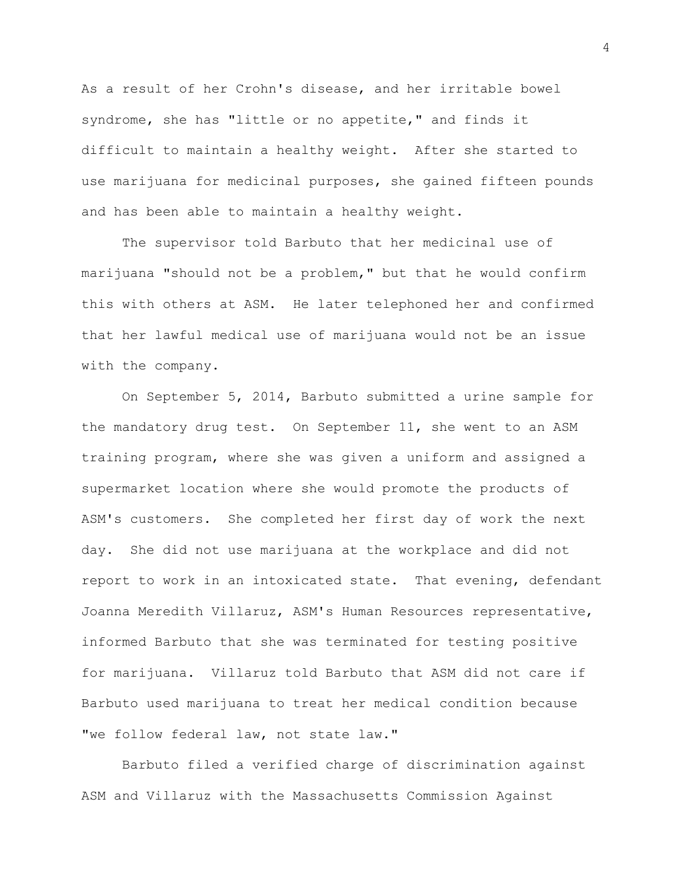As a result of her Crohn's disease, and her irritable bowel syndrome, she has "little or no appetite," and finds it difficult to maintain a healthy weight. After she started to use marijuana for medicinal purposes, she gained fifteen pounds and has been able to maintain a healthy weight.

The supervisor told Barbuto that her medicinal use of marijuana "should not be a problem," but that he would confirm this with others at ASM. He later telephoned her and confirmed that her lawful medical use of marijuana would not be an issue with the company.

On September 5, 2014, Barbuto submitted a urine sample for the mandatory drug test. On September 11, she went to an ASM training program, where she was given a uniform and assigned a supermarket location where she would promote the products of ASM's customers. She completed her first day of work the next day. She did not use marijuana at the workplace and did not report to work in an intoxicated state. That evening, defendant Joanna Meredith Villaruz, ASM's Human Resources representative, informed Barbuto that she was terminated for testing positive for marijuana. Villaruz told Barbuto that ASM did not care if Barbuto used marijuana to treat her medical condition because "we follow federal law, not state law."

Barbuto filed a verified charge of discrimination against ASM and Villaruz with the Massachusetts Commission Against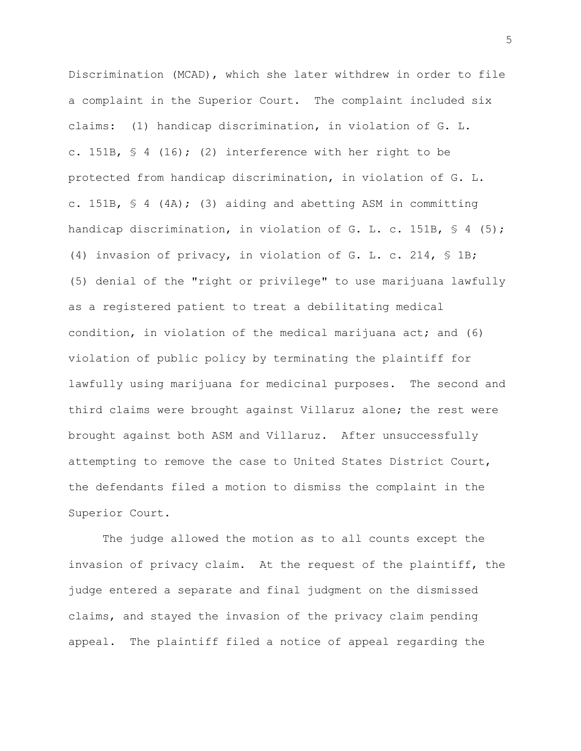Discrimination (MCAD), which she later withdrew in order to file a complaint in the Superior Court. The complaint included six claims: (1) handicap discrimination, in violation of G. L. c. 151B, § 4 (16); (2) interference with her right to be protected from handicap discrimination, in violation of G. L. c. 151B, § 4 (4A); (3) aiding and abetting ASM in committing handicap discrimination, in violation of G. L. c. 151B, § 4 (5); (4) invasion of privacy, in violation of G. L. c. 214, § 1B; (5) denial of the "right or privilege" to use marijuana lawfully as a registered patient to treat a debilitating medical condition, in violation of the medical marijuana act; and (6) violation of public policy by terminating the plaintiff for lawfully using marijuana for medicinal purposes. The second and third claims were brought against Villaruz alone; the rest were brought against both ASM and Villaruz. After unsuccessfully attempting to remove the case to United States District Court, the defendants filed a motion to dismiss the complaint in the Superior Court.

The judge allowed the motion as to all counts except the invasion of privacy claim. At the request of the plaintiff, the judge entered a separate and final judgment on the dismissed claims, and stayed the invasion of the privacy claim pending appeal. The plaintiff filed a notice of appeal regarding the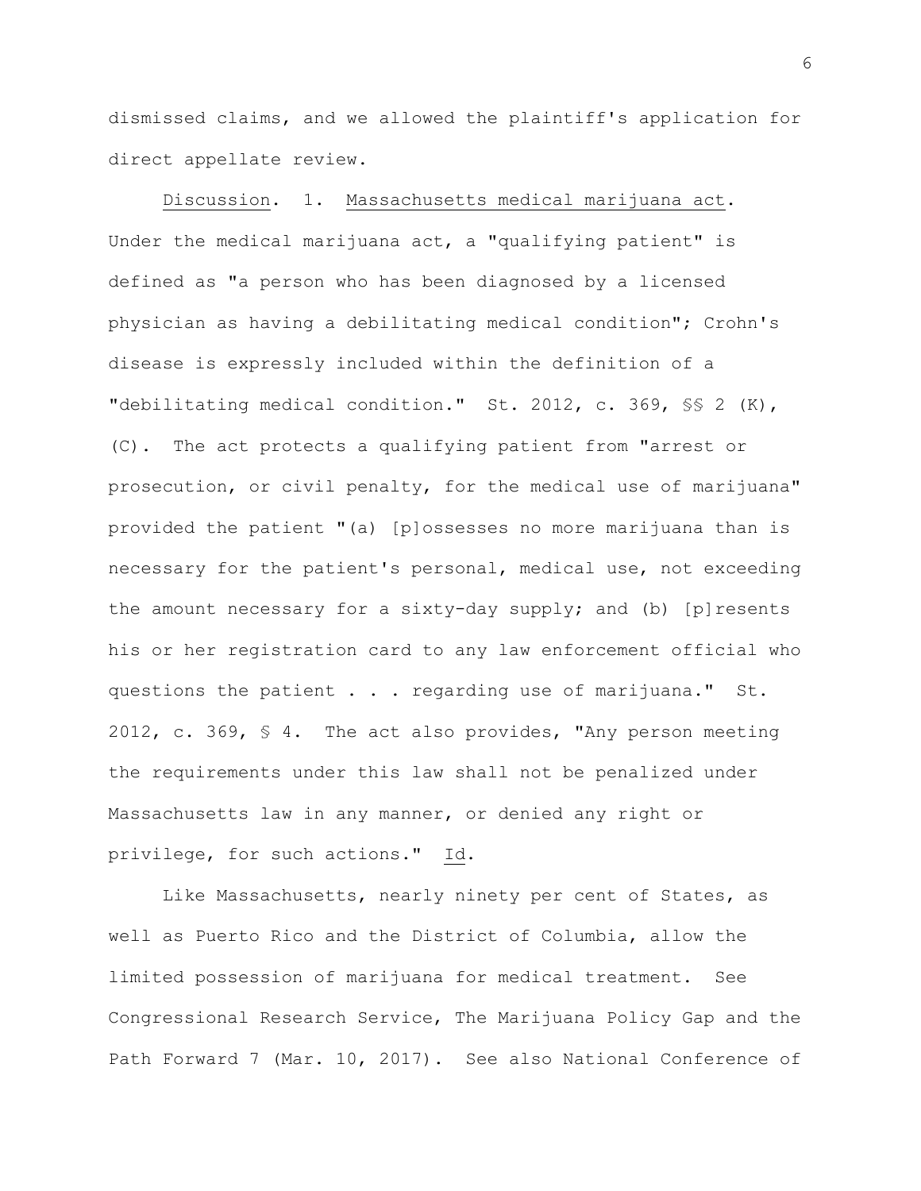dismissed claims, and we allowed the plaintiff's application for direct appellate review.

Discussion. 1. Massachusetts medical marijuana act. Under the medical marijuana act, a "qualifying patient" is defined as "a person who has been diagnosed by a licensed physician as having a debilitating medical condition"; Crohn's disease is expressly included within the definition of a "debilitating medical condition." St. 2012, c. 369, §§ 2 (K), (C). The act protects a qualifying patient from "arrest or prosecution, or civil penalty, for the medical use of marijuana" provided the patient "(a) [p]ossesses no more marijuana than is necessary for the patient's personal, medical use, not exceeding the amount necessary for a sixty-day supply; and (b) [p]resents his or her registration card to any law enforcement official who questions the patient . . . regarding use of marijuana." St. 2012, c. 369, § 4. The act also provides, "Any person meeting the requirements under this law shall not be penalized under Massachusetts law in any manner, or denied any right or privilege, for such actions." Id.

Like Massachusetts, nearly ninety per cent of States, as well as Puerto Rico and the District of Columbia, allow the limited possession of marijuana for medical treatment. See Congressional Research Service, The Marijuana Policy Gap and the Path Forward 7 (Mar. 10, 2017). See also National Conference of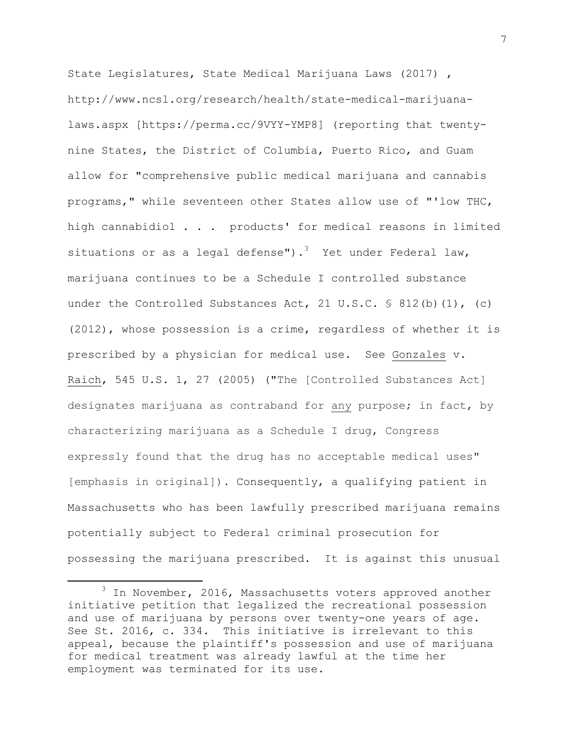State Legislatures, State Medical Marijuana Laws (2017) , http://www.ncsl.org/research/health/state-medical-marijuana-laws.aspx [https://perma.cc/9VYY-YMP8] (reporting that twenty-nine States, the District of Columbia, Puerto Rico, and Guam allow for "comprehensive public medical marijuana and cannabis programs," while seventeen other States allow use of "'low THC, high cannabidiol . . . products' for medical reasons in limited situations or as a legal defense").[3] Yet under Federal law, marijuana continues to be a Schedule I controlled substance under the Controlled Substances Act, 21 U.S.C. § 812(b)(1), (c) (2012), whose possession is a crime, regardless of whether it is prescribed by a physician for medical use. See Gonzales v. Raich, 545 U.S. 1, 27 (2005) ("The [Controlled Substances Act] designates marijuana as contraband for any purpose; in fact, by characterizing marijuana as a Schedule I drug, Congress expressly found that the drug has no acceptable medical uses" [emphasis in original]). Consequently, a qualifying patient in Massachusetts who has been lawfully prescribed marijuana remains potentially subject to Federal criminal prosecution for possessing the marijuana prescribed. It is against this unusual

---

[3] In November, 2016, Massachusetts voters approved another initiative petition that legalized the recreational possession and use of marijuana by persons over twenty-one years of age. See St. 2016, c. 334. This initiative is irrelevant to this appeal, because the plaintiff's possession and use of marijuana for medical treatment was already lawful at the time her employment was terminated for its use.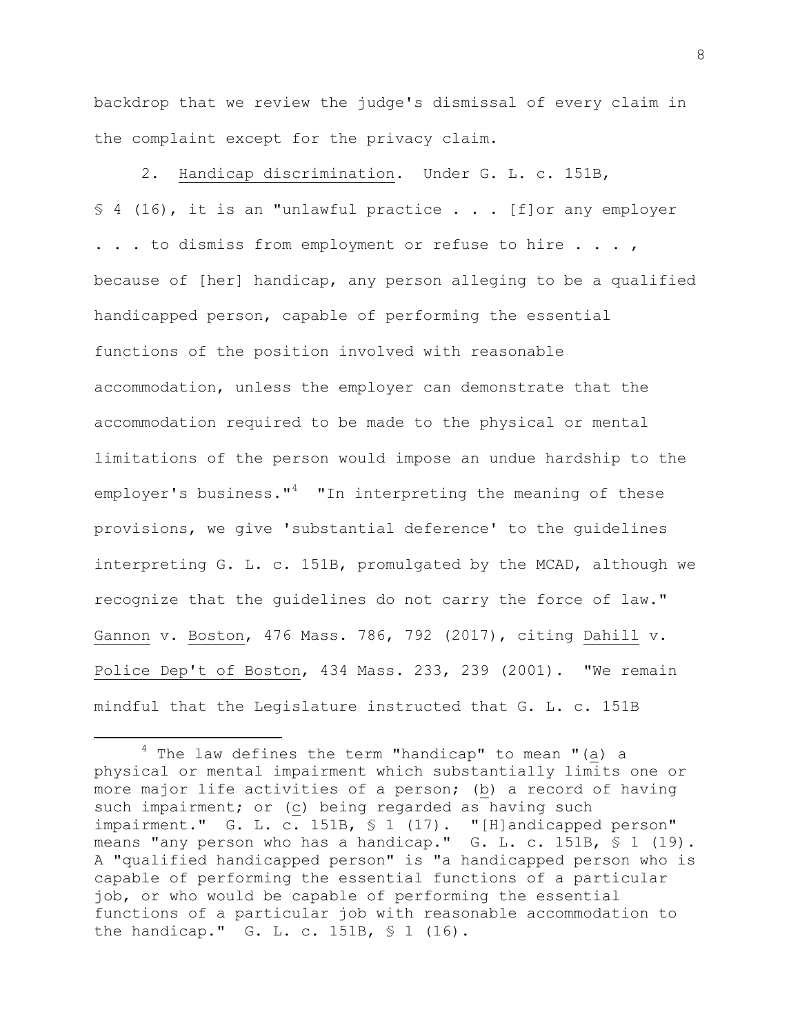backdrop that we review the judge's dismissal of every claim in the complaint except for the privacy claim.

2. Handicap discrimination. Under G. L. c. 151B, § 4 (16), it is an "unlawful practice . . . [f]or any employer . . . to dismiss from employment or refuse to hire . . . , because of [her] handicap, any person alleging to be a qualified handicapped person, capable of performing the essential functions of the position involved with reasonable accommodation, unless the employer can demonstrate that the accommodation required to be made to the physical or mental limitations of the person would impose an undue hardship to the employer's business."[4] "In interpreting the meaning of these provisions, we give 'substantial deference' to the guidelines interpreting G. L. c. 151B, promulgated by the MCAD, although we recognize that the guidelines do not carry the force of law." Gannon v. Boston, 476 Mass. 786, 792 (2017), citing Dahill v. Police Dep't of Boston, 434 Mass. 233, 239 (2001). "We remain mindful that the Legislature instructed that G. L. c. 151B

---

[4] The law defines the term "handicap" to mean "(a) a physical or mental impairment which substantially limits one or more major life activities of a person; (b) a record of having such impairment; or (c) being regarded as having such impairment." G. L. c. 151B, § 1 (17). "[H]andicapped person" means "any person who has a handicap." G. L. c. 151B, § 1 (19). A "qualified handicapped person" is "a handicapped person who is capable of performing the essential functions of a particular job, or who would be capable of performing the essential functions of a particular job with reasonable accommodation to the handicap." G. L. c. 151B, § 1 (16).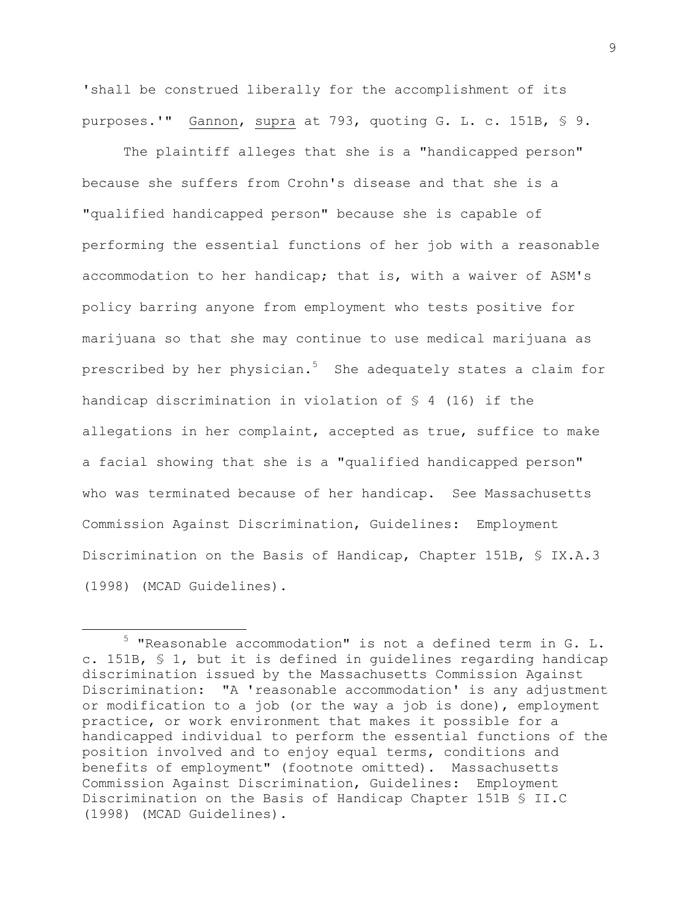'shall be construed liberally for the accomplishment of its purposes.'" Gannon, supra at 793, quoting G. L. c. 151B, § 9.

The plaintiff alleges that she is a "handicapped person" because she suffers from Crohn's disease and that she is a "qualified handicapped person" because she is capable of performing the essential functions of her job with a reasonable accommodation to her handicap; that is, with a waiver of ASM's policy barring anyone from employment who tests positive for marijuana so that she may continue to use medical marijuana as prescribed by her physician.[5] She adequately states a claim for handicap discrimination in violation of § 4 (16) if the allegations in her complaint, accepted as true, suffice to make a facial showing that she is a "qualified handicapped person" who was terminated because of her handicap. See Massachusetts Commission Against Discrimination, Guidelines: Employment Discrimination on the Basis of Handicap, Chapter 151B, § IX.A.3 (1998) (MCAD Guidelines).

---

[5] "Reasonable accommodation" is not a defined term in G. L. c. 151B, § 1, but it is defined in guidelines regarding handicap discrimination issued by the Massachusetts Commission Against Discrimination: "A 'reasonable accommodation' is any adjustment or modification to a job (or the way a job is done), employment practice, or work environment that makes it possible for a handicapped individual to perform the essential functions of the position involved and to enjoy equal terms, conditions and benefits of employment" (footnote omitted). Massachusetts Commission Against Discrimination, Guidelines: Employment Discrimination on the Basis of Handicap Chapter 151B § II.C (1998) (MCAD Guidelines).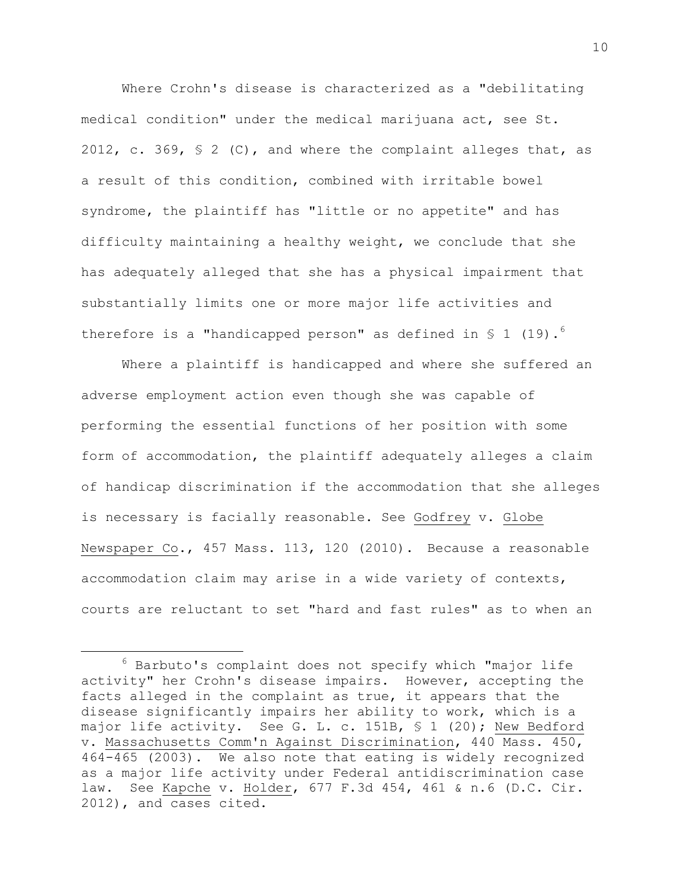Where Crohn's disease is characterized as a "debilitating medical condition" under the medical marijuana act, see St. 2012, c. 369, § 2 (C), and where the complaint alleges that, as a result of this condition, combined with irritable bowel syndrome, the plaintiff has "little or no appetite" and has difficulty maintaining a healthy weight, we conclude that she has adequately alleged that she has a physical impairment that substantially limits one or more major life activities and therefore is a "handicapped person" as defined in § 1 (19).[6]

Where a plaintiff is handicapped and where she suffered an adverse employment action even though she was capable of performing the essential functions of her position with some form of accommodation, the plaintiff adequately alleges a claim of handicap discrimination if the accommodation that she alleges is necessary is facially reasonable. See Godfrey v. Globe Newspaper Co., 457 Mass. 113, 120 (2010). Because a reasonable accommodation claim may arise in a wide variety of contexts, courts are reluctant to set "hard and fast rules" as to when an

---

[6] Barbuto's complaint does not specify which "major life activity" her Crohn's disease impairs. However, accepting the facts alleged in the complaint as true, it appears that the disease significantly impairs her ability to work, which is a major life activity. See G. L. c. 151B, § 1 (20); New Bedford v. Massachusetts Comm'n Against Discrimination, 440 Mass. 450, 464-465 (2003). We also note that eating is widely recognized as a major life activity under Federal antidiscrimination case law. See Kapche v. Holder, 677 F.3d 454, 461 & n.6 (D.C. Cir. 2012), and cases cited.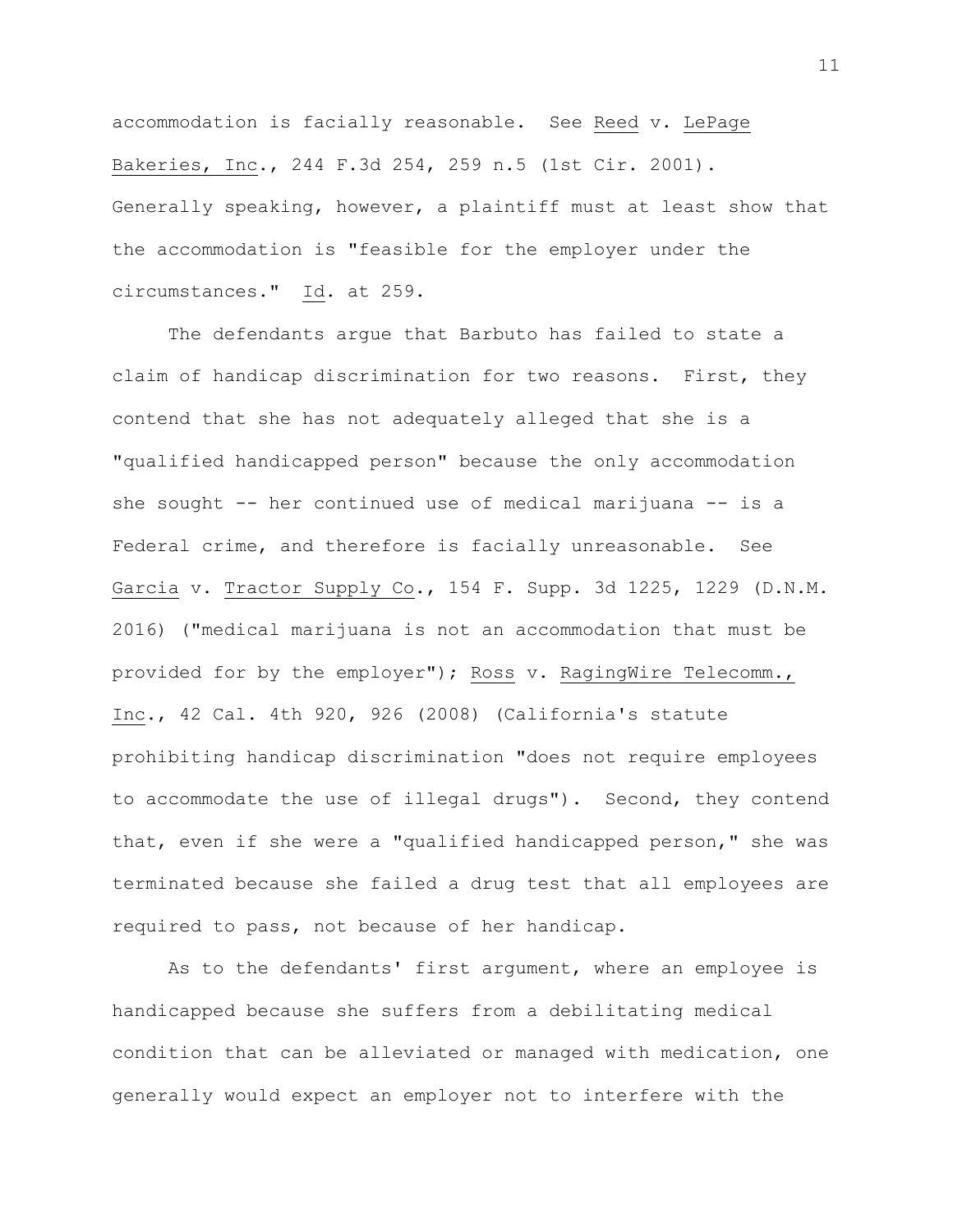accommodation is facially reasonable. See Reed v. LePage Bakeries, Inc., 244 F.3d 254, 259 n.5 (1st Cir. 2001). Generally speaking, however, a plaintiff must at least show that the accommodation is "feasible for the employer under the circumstances." Id. at 259.

The defendants argue that Barbuto has failed to state a claim of handicap discrimination for two reasons. First, they contend that she has not adequately alleged that she is a "qualified handicapped person" because the only accommodation she sought -- her continued use of medical marijuana -- is a Federal crime, and therefore is facially unreasonable. See Garcia v. Tractor Supply Co., 154 F. Supp. 3d 1225, 1229 (D.N.M. 2016) ("medical marijuana is not an accommodation that must be provided for by the employer"); Ross v. RagingWire Telecomm., Inc., 42 Cal. 4th 920, 926 (2008) (California's statute prohibiting handicap discrimination "does not require employees to accommodate the use of illegal drugs"). Second, they contend that, even if she were a "qualified handicapped person," she was terminated because she failed a drug test that all employees are required to pass, not because of her handicap.

As to the defendants' first argument, where an employee is handicapped because she suffers from a debilitating medical condition that can be alleviated or managed with medication, one generally would expect an employer not to interfere with the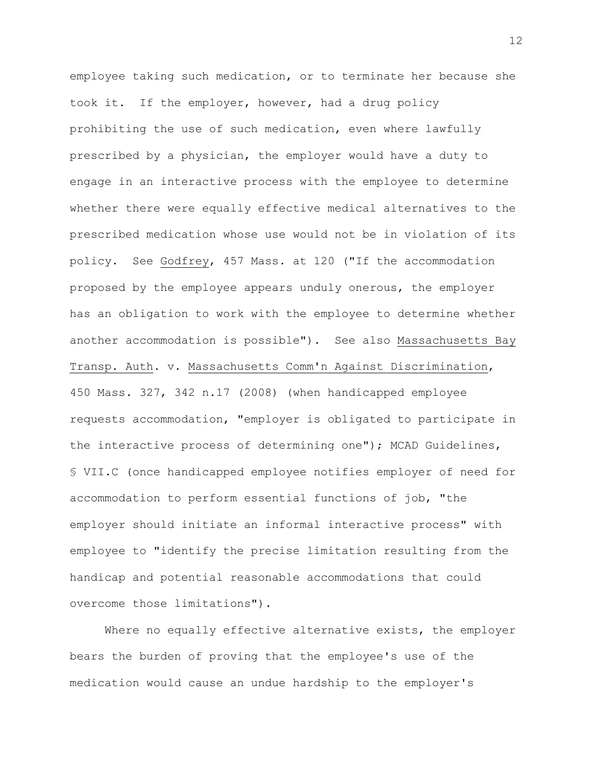employee taking such medication, or to terminate her because she took it. If the employer, however, had a drug policy prohibiting the use of such medication, even where lawfully prescribed by a physician, the employer would have a duty to engage in an interactive process with the employee to determine whether there were equally effective medical alternatives to the prescribed medication whose use would not be in violation of its policy. See Godfrey, 457 Mass. at 120 ("If the accommodation proposed by the employee appears unduly onerous, the employer has an obligation to work with the employee to determine whether another accommodation is possible"). See also Massachusetts Bay Transp. Auth. v. Massachusetts Comm'n Against Discrimination, 450 Mass. 327, 342 n.17 (2008) (when handicapped employee requests accommodation, "employer is obligated to participate in the interactive process of determining one"); MCAD Guidelines, § VII.C (once handicapped employee notifies employer of need for accommodation to perform essential functions of job, "the employer should initiate an informal interactive process" with employee to "identify the precise limitation resulting from the handicap and potential reasonable accommodations that could overcome those limitations").

Where no equally effective alternative exists, the employer bears the burden of proving that the employee's use of the medication would cause an undue hardship to the employer's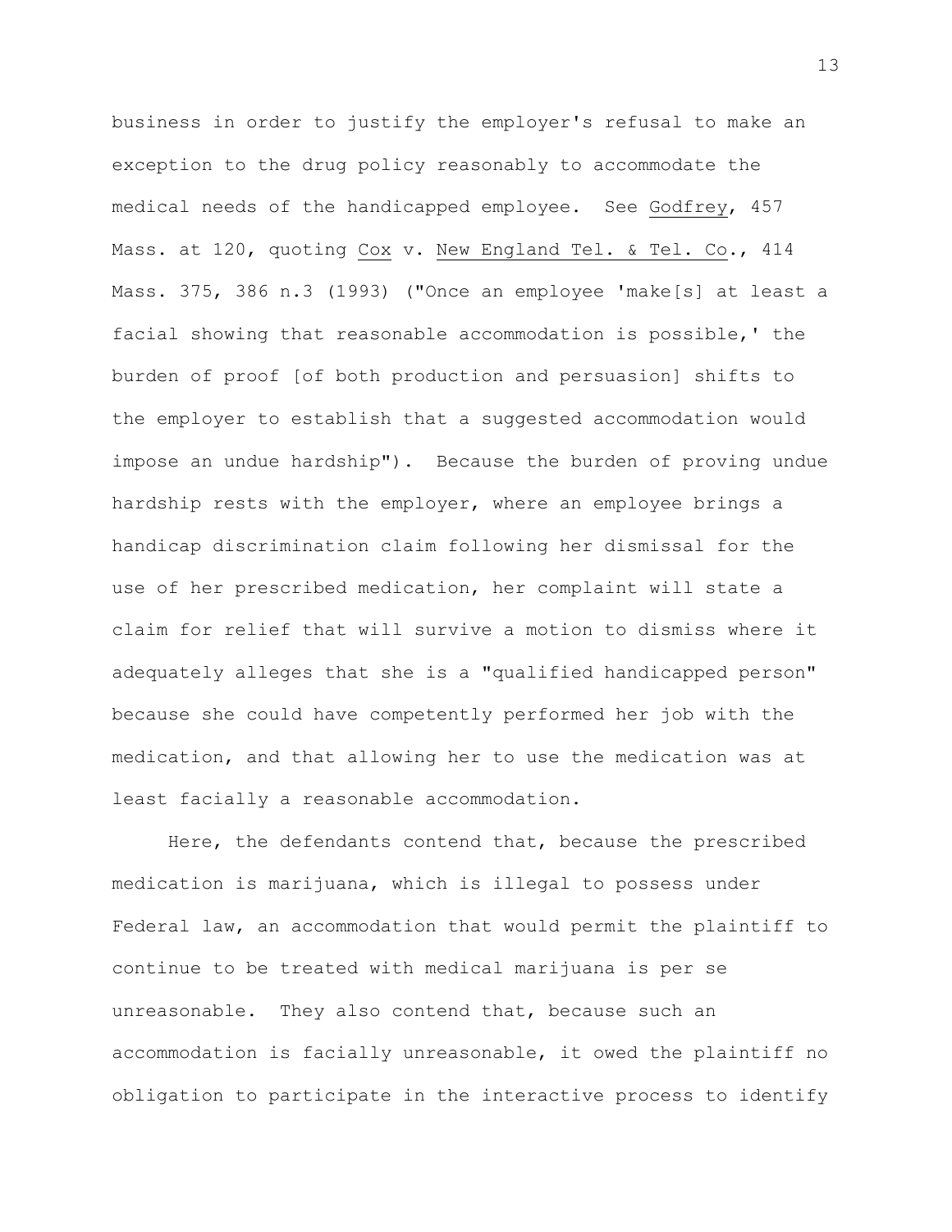business in order to justify the employer's refusal to make an exception to the drug policy reasonably to accommodate the medical needs of the handicapped employee. See Godfrey, 457 Mass. at 120, quoting Cox v. New England Tel. & Tel. Co., 414 Mass. 375, 386 n.3 (1993) ("Once an employee 'make[s] at least a facial showing that reasonable accommodation is possible,' the burden of proof [of both production and persuasion] shifts to the employer to establish that a suggested accommodation would impose an undue hardship"). Because the burden of proving undue hardship rests with the employer, where an employee brings a handicap discrimination claim following her dismissal for the use of her prescribed medication, her complaint will state a claim for relief that will survive a motion to dismiss where it adequately alleges that she is a "qualified handicapped person" because she could have competently performed her job with the medication, and that allowing her to use the medication was at least facially a reasonable accommodation.

Here, the defendants contend that, because the prescribed medication is marijuana, which is illegal to possess under Federal law, an accommodation that would permit the plaintiff to continue to be treated with medical marijuana is per se unreasonable. They also contend that, because such an accommodation is facially unreasonable, it owed the plaintiff no obligation to participate in the interactive process to identify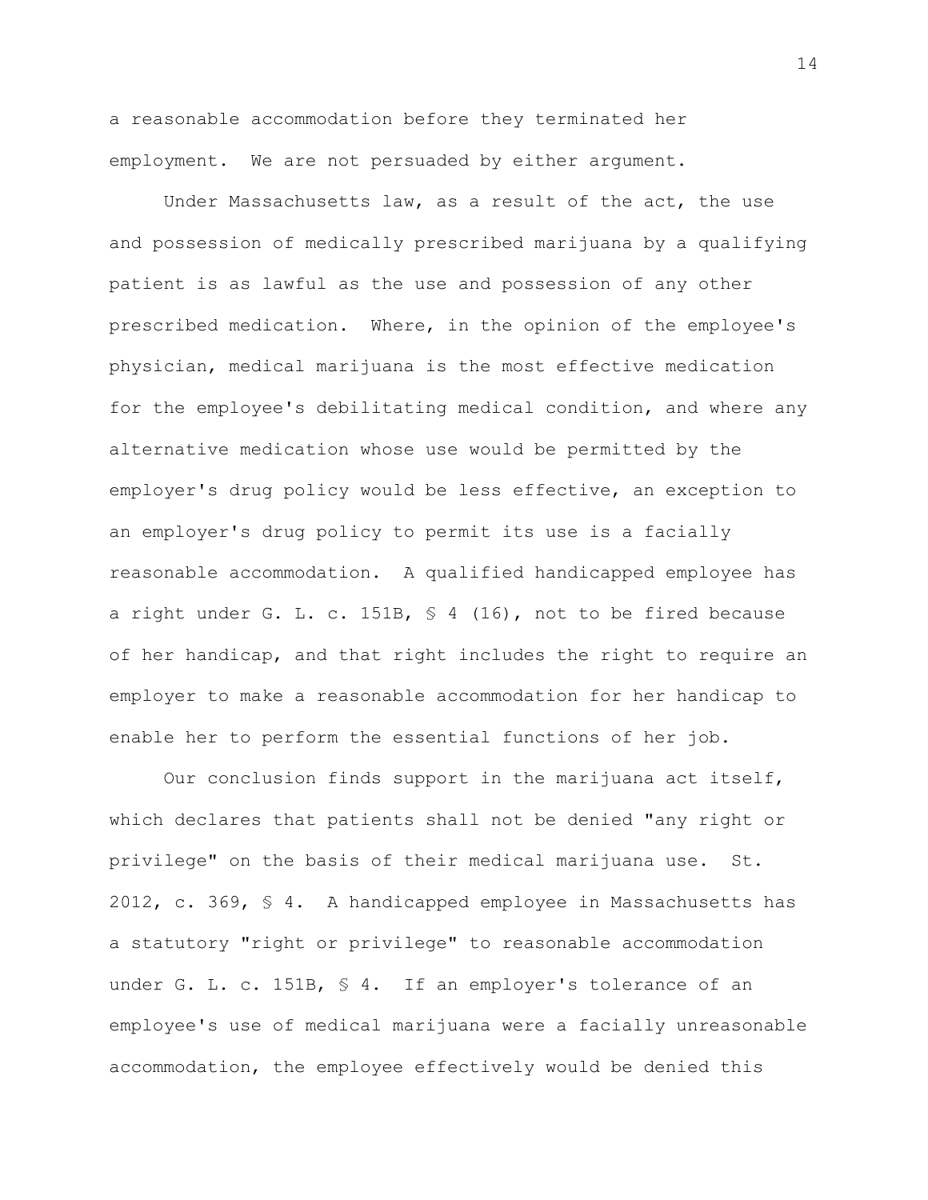a reasonable accommodation before they terminated her employment. We are not persuaded by either argument.

Under Massachusetts law, as a result of the act, the use and possession of medically prescribed marijuana by a qualifying patient is as lawful as the use and possession of any other prescribed medication. Where, in the opinion of the employee's physician, medical marijuana is the most effective medication for the employee's debilitating medical condition, and where any alternative medication whose use would be permitted by the employer's drug policy would be less effective, an exception to an employer's drug policy to permit its use is a facially reasonable accommodation. A qualified handicapped employee has a right under G. L. c. 151B, § 4 (16), not to be fired because of her handicap, and that right includes the right to require an employer to make a reasonable accommodation for her handicap to enable her to perform the essential functions of her job.

Our conclusion finds support in the marijuana act itself, which declares that patients shall not be denied "any right or privilege" on the basis of their medical marijuana use. St. 2012, c. 369, § 4. A handicapped employee in Massachusetts has a statutory "right or privilege" to reasonable accommodation under G. L. c. 151B, § 4. If an employer's tolerance of an employee's use of medical marijuana were a facially unreasonable accommodation, the employee effectively would be denied this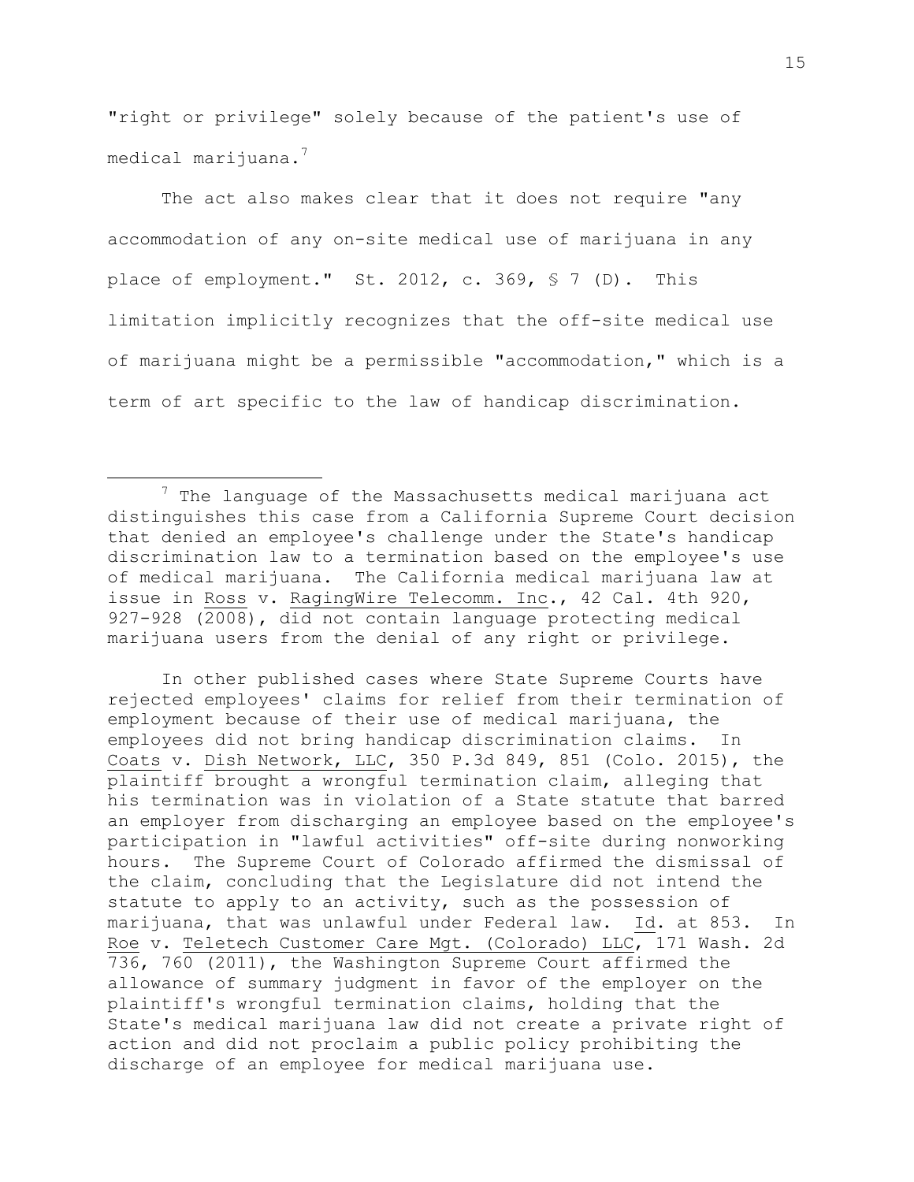"right or privilege" solely because of the patient's use of medical marijuana.[7]

The act also makes clear that it does not require "any accommodation of any on-site medical use of marijuana in any place of employment." St. 2012, c. 369, § 7 (D). This limitation implicitly recognizes that the off-site medical use of marijuana might be a permissible "accommodation," which is a term of art specific to the law of handicap discrimination.

---

[7] The language of the Massachusetts medical marijuana act distinguishes this case from a California Supreme Court decision that denied an employee's challenge under the State's handicap discrimination law to a termination based on the employee's use of medical marijuana. The California medical marijuana law at issue in Ross v. RagingWire Telecomm. Inc., 42 Cal. 4th 920, 927-928 (2008), did not contain language protecting medical marijuana users from the denial of any right or privilege.

In other published cases where State Supreme Courts have rejected employees' claims for relief from their termination of employment because of their use of medical marijuana, the employees did not bring handicap discrimination claims. In Coats v. Dish Network, LLC, 350 P.3d 849, 851 (Colo. 2015), the plaintiff brought a wrongful termination claim, alleging that his termination was in violation of a State statute that barred an employer from discharging an employee based on the employee's participation in "lawful activities" off-site during nonworking hours. The Supreme Court of Colorado affirmed the dismissal of the claim, concluding that the Legislature did not intend the statute to apply to an activity, such as the possession of marijuana, that was unlawful under Federal law. Id. at 853. In Roe v. Teletech Customer Care Mgt. (Colorado) LLC, 171 Wash. 2d 736, 760 (2011), the Washington Supreme Court affirmed the allowance of summary judgment in favor of the employer on the plaintiff's wrongful termination claims, holding that the State's medical marijuana law did not create a private right of action and did not proclaim a public policy prohibiting the discharge of an employee for medical marijuana use.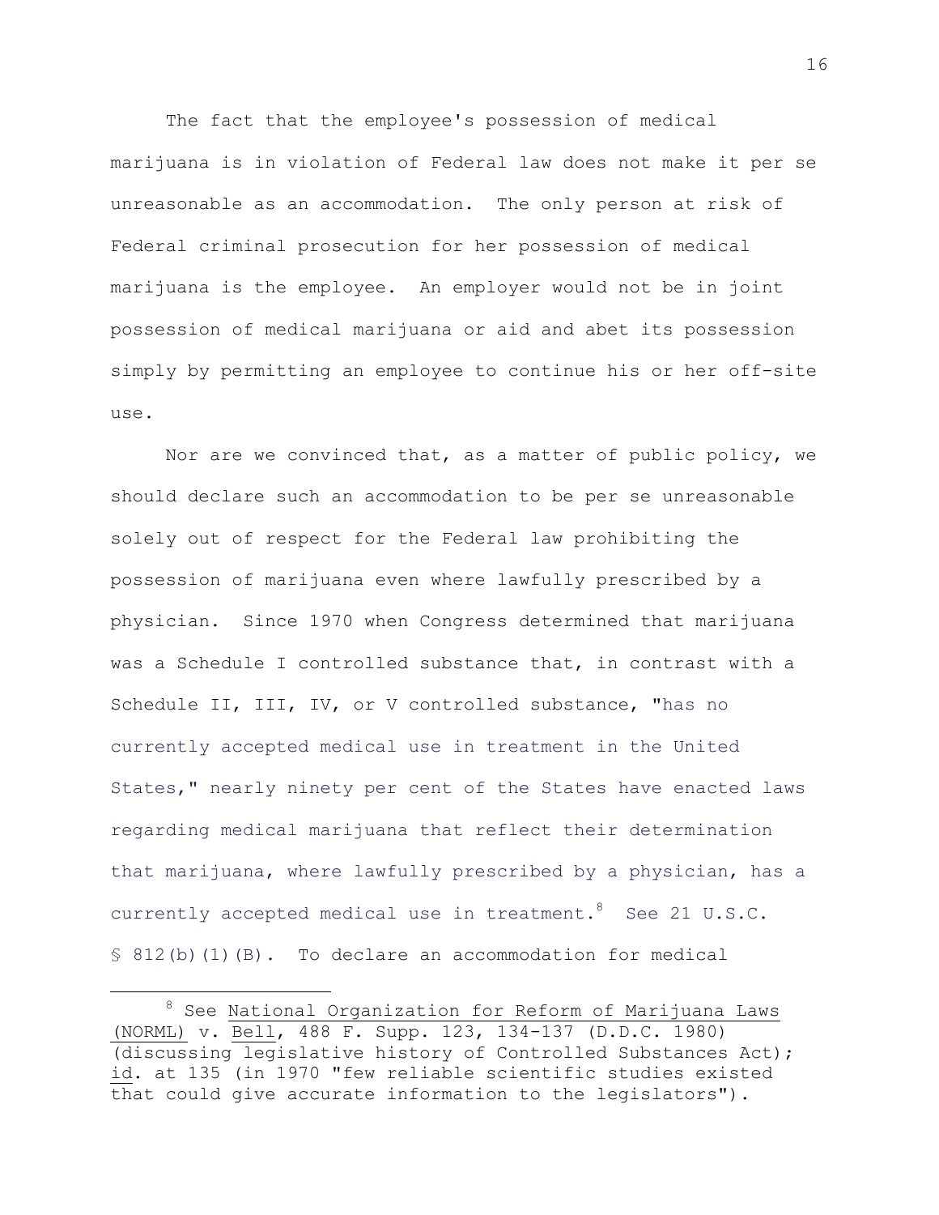The fact that the employee's possession of medical marijuana is in violation of Federal law does not make it per se unreasonable as an accommodation. The only person at risk of Federal criminal prosecution for her possession of medical marijuana is the employee. An employer would not be in joint possession of medical marijuana or aid and abet its possession simply by permitting an employee to continue his or her off-site use.

Nor are we convinced that, as a matter of public policy, we should declare such an accommodation to be per se unreasonable solely out of respect for the Federal law prohibiting the possession of marijuana even where lawfully prescribed by a physician. Since 1970 when Congress determined that marijuana was a Schedule I controlled substance that, in contrast with a Schedule II, III, IV, or V controlled substance, "has no currently accepted medical use in treatment in the United States," nearly ninety per cent of the States have enacted laws regarding medical marijuana that reflect their determination that marijuana, where lawfully prescribed by a physician, has a currently accepted medical use in treatment.[8] See 21 U.S.C. § 812(b)(1)(B). To declare an accommodation for medical

---

[8] See National Organization for Reform of Marijuana Laws (NORML) v. Bell, 488 F. Supp. 123, 134-137 (D.D.C. 1980) (discussing legislative history of Controlled Substances Act); id. at 135 (in 1970 "few reliable scientific studies existed that could give accurate information to the legislators").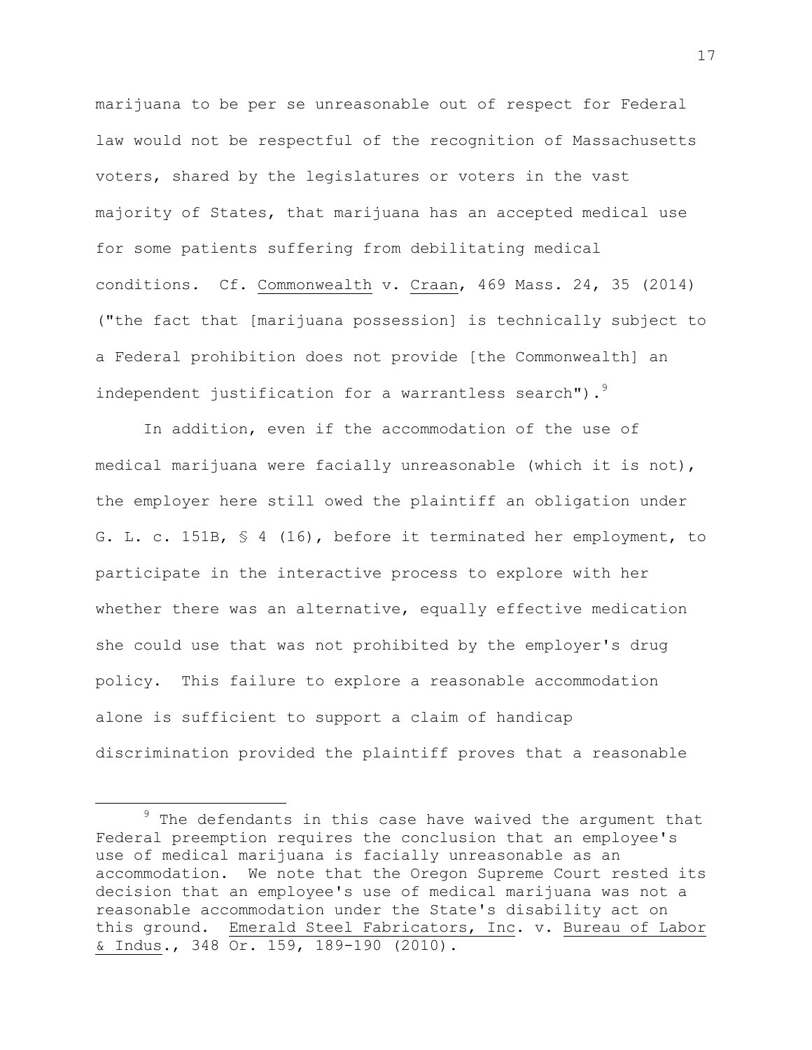marijuana to be per se unreasonable out of respect for Federal law would not be respectful of the recognition of Massachusetts voters, shared by the legislatures or voters in the vast majority of States, that marijuana has an accepted medical use for some patients suffering from debilitating medical conditions. Cf. Commonwealth v. Craan, 469 Mass. 24, 35 (2014) ("the fact that [marijuana possession] is technically subject to a Federal prohibition does not provide [the Commonwealth] an independent justification for a warrantless search").[9]

In addition, even if the accommodation of the use of medical marijuana were facially unreasonable (which it is not), the employer here still owed the plaintiff an obligation under G. L. c. 151B, § 4 (16), before it terminated her employment, to participate in the interactive process to explore with her whether there was an alternative, equally effective medication she could use that was not prohibited by the employer's drug policy. This failure to explore a reasonable accommodation alone is sufficient to support a claim of handicap discrimination provided the plaintiff proves that a reasonable

---

[9] The defendants in this case have waived the argument that Federal preemption requires the conclusion that an employee's use of medical marijuana is facially unreasonable as an accommodation. We note that the Oregon Supreme Court rested its decision that an employee's use of medical marijuana was not a reasonable accommodation under the State's disability act on this ground. Emerald Steel Fabricators, Inc. v. Bureau of Labor & Indus., 348 Or. 159, 189-190 (2010).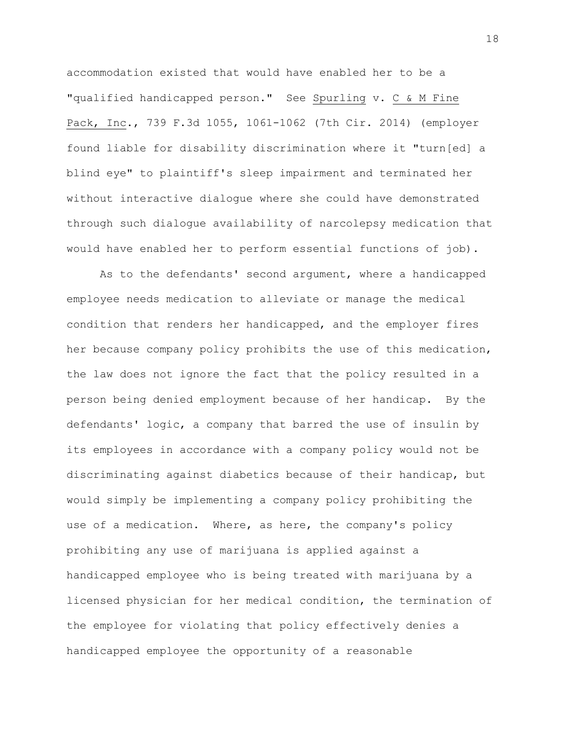accommodation existed that would have enabled her to be a "qualified handicapped person." See Spurling v. C & M Fine Pack, Inc., 739 F.3d 1055, 1061-1062 (7th Cir. 2014) (employer found liable for disability discrimination where it "turn[ed] a blind eye" to plaintiff's sleep impairment and terminated her without interactive dialogue where she could have demonstrated through such dialogue availability of narcolepsy medication that would have enabled her to perform essential functions of job).

As to the defendants' second argument, where a handicapped employee needs medication to alleviate or manage the medical condition that renders her handicapped, and the employer fires her because company policy prohibits the use of this medication, the law does not ignore the fact that the policy resulted in a person being denied employment because of her handicap. By the defendants' logic, a company that barred the use of insulin by its employees in accordance with a company policy would not be discriminating against diabetics because of their handicap, but would simply be implementing a company policy prohibiting the use of a medication. Where, as here, the company's policy prohibiting any use of marijuana is applied against a handicapped employee who is being treated with marijuana by a licensed physician for her medical condition, the termination of the employee for violating that policy effectively denies a handicapped employee the opportunity of a reasonable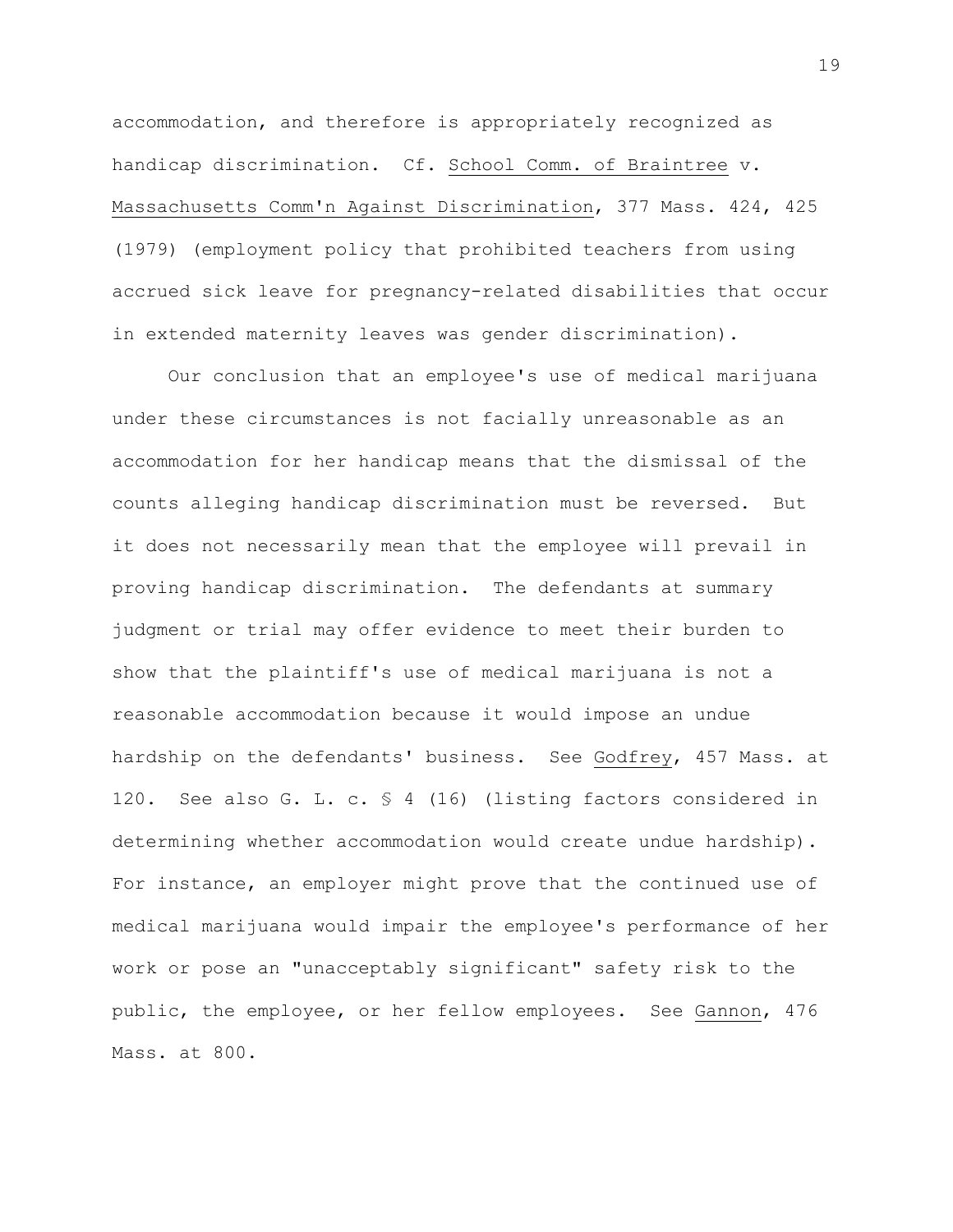accommodation, and therefore is appropriately recognized as handicap discrimination. Cf. School Comm. of Braintree v. Massachusetts Comm'n Against Discrimination, 377 Mass. 424, 425 (1979) (employment policy that prohibited teachers from using accrued sick leave for pregnancy-related disabilities that occur in extended maternity leaves was gender discrimination).

Our conclusion that an employee's use of medical marijuana under these circumstances is not facially unreasonable as an accommodation for her handicap means that the dismissal of the counts alleging handicap discrimination must be reversed. But it does not necessarily mean that the employee will prevail in proving handicap discrimination. The defendants at summary judgment or trial may offer evidence to meet their burden to show that the plaintiff's use of medical marijuana is not a reasonable accommodation because it would impose an undue hardship on the defendants' business. See Godfrey, 457 Mass. at 120. See also G. L. c. § 4 (16) (listing factors considered in determining whether accommodation would create undue hardship). For instance, an employer might prove that the continued use of medical marijuana would impair the employee's performance of her work or pose an "unacceptably significant" safety risk to the public, the employee, or her fellow employees. See Gannon, 476 Mass. at 800.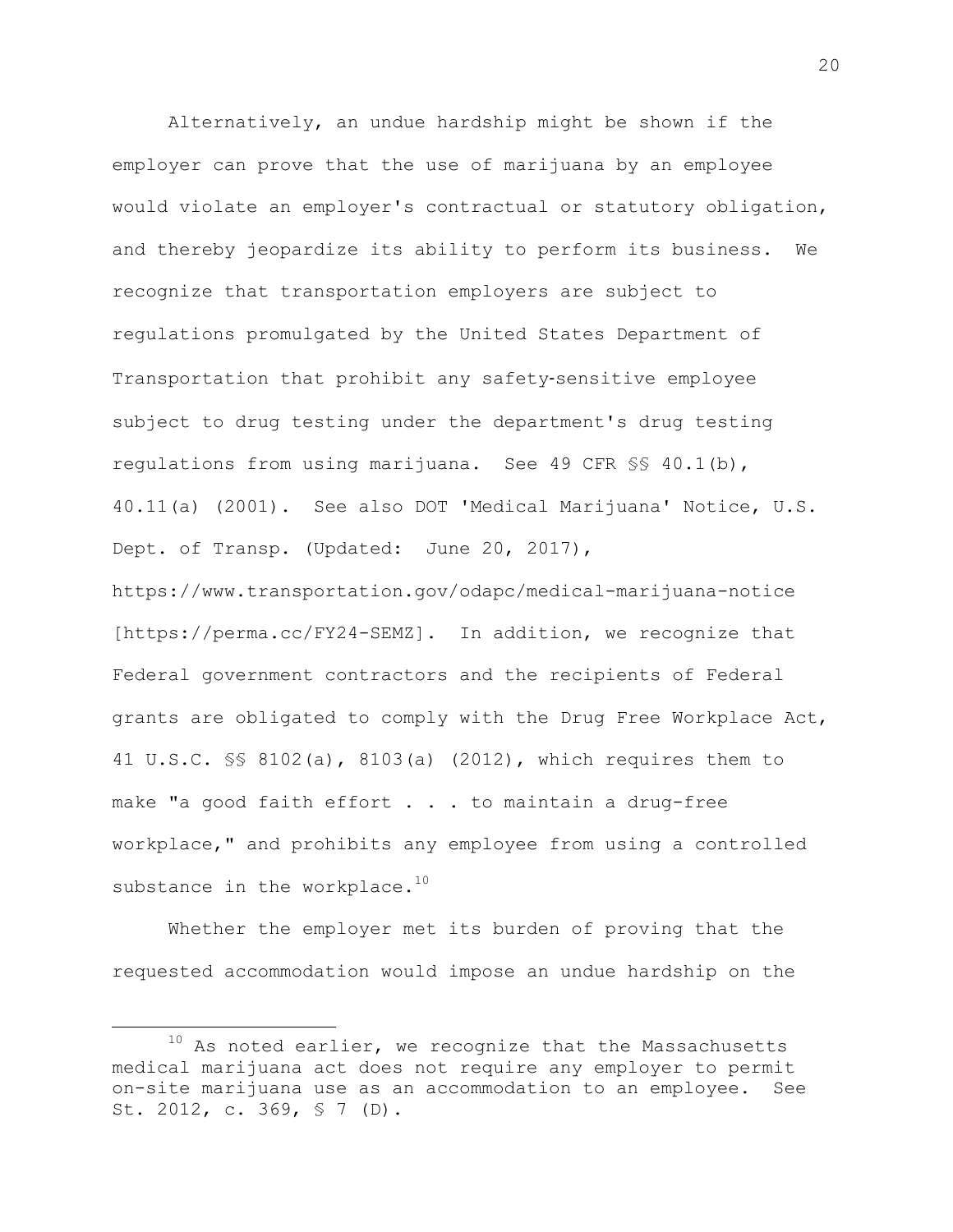Alternatively, an undue hardship might be shown if the employer can prove that the use of marijuana by an employee would violate an employer's contractual or statutory obligation, and thereby jeopardize its ability to perform its business. We recognize that transportation employers are subject to regulations promulgated by the United States Department of Transportation that prohibit any safety-sensitive employee subject to drug testing under the department's drug testing regulations from using marijuana. See 49 CFR §§ 40.1(b), 40.11(a) (2001). See also DOT 'Medical Marijuana' Notice, U.S. Dept. of Transp. (Updated: June 20, 2017), https://www.transportation.gov/odapc/medical-marijuana-notice [https://perma.cc/FY24-SEMZ]. In addition, we recognize that Federal government contractors and the recipients of Federal grants are obligated to comply with the Drug Free Workplace Act, 41 U.S.C. §§ 8102(a), 8103(a) (2012), which requires them to make "a good faith effort . . . to maintain a drug-free workplace," and prohibits any employee from using a controlled substance in the workplace.[10]

Whether the employer met its burden of proving that the requested accommodation would impose an undue hardship on the

[10] As noted earlier, we recognize that the Massachusetts medical marijuana act does not require any employer to permit on-site marijuana use as an accommodation to an employee. See St. 2012, c. 369, § 7 (D).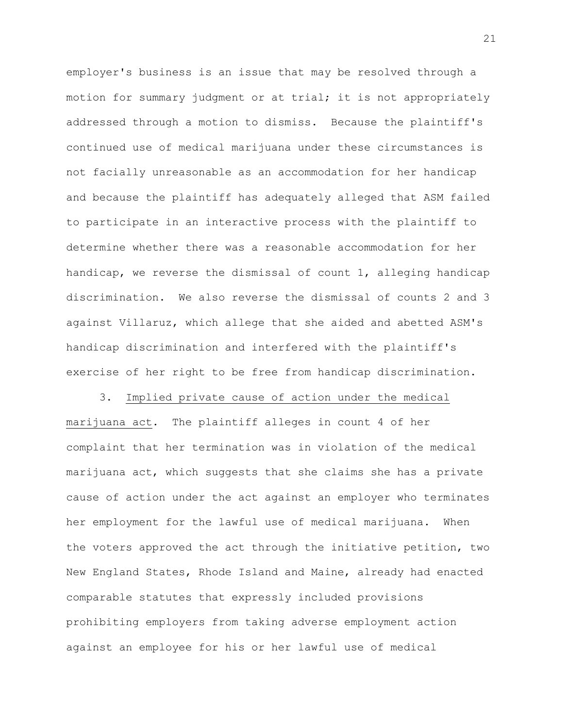employer's business is an issue that may be resolved through a motion for summary judgment or at trial; it is not appropriately addressed through a motion to dismiss. Because the plaintiff's continued use of medical marijuana under these circumstances is not facially unreasonable as an accommodation for her handicap and because the plaintiff has adequately alleged that ASM failed to participate in an interactive process with the plaintiff to determine whether there was a reasonable accommodation for her handicap, we reverse the dismissal of count 1, alleging handicap discrimination. We also reverse the dismissal of counts 2 and 3 against Villaruz, which allege that she aided and abetted ASM's handicap discrimination and interfered with the plaintiff's exercise of her right to be free from handicap discrimination.

3. Implied private cause of action under the medical marijuana act. The plaintiff alleges in count 4 of her complaint that her termination was in violation of the medical marijuana act, which suggests that she claims she has a private cause of action under the act against an employer who terminates her employment for the lawful use of medical marijuana. When the voters approved the act through the initiative petition, two New England States, Rhode Island and Maine, already had enacted comparable statutes that expressly included provisions prohibiting employers from taking adverse employment action against an employee for his or her lawful use of medical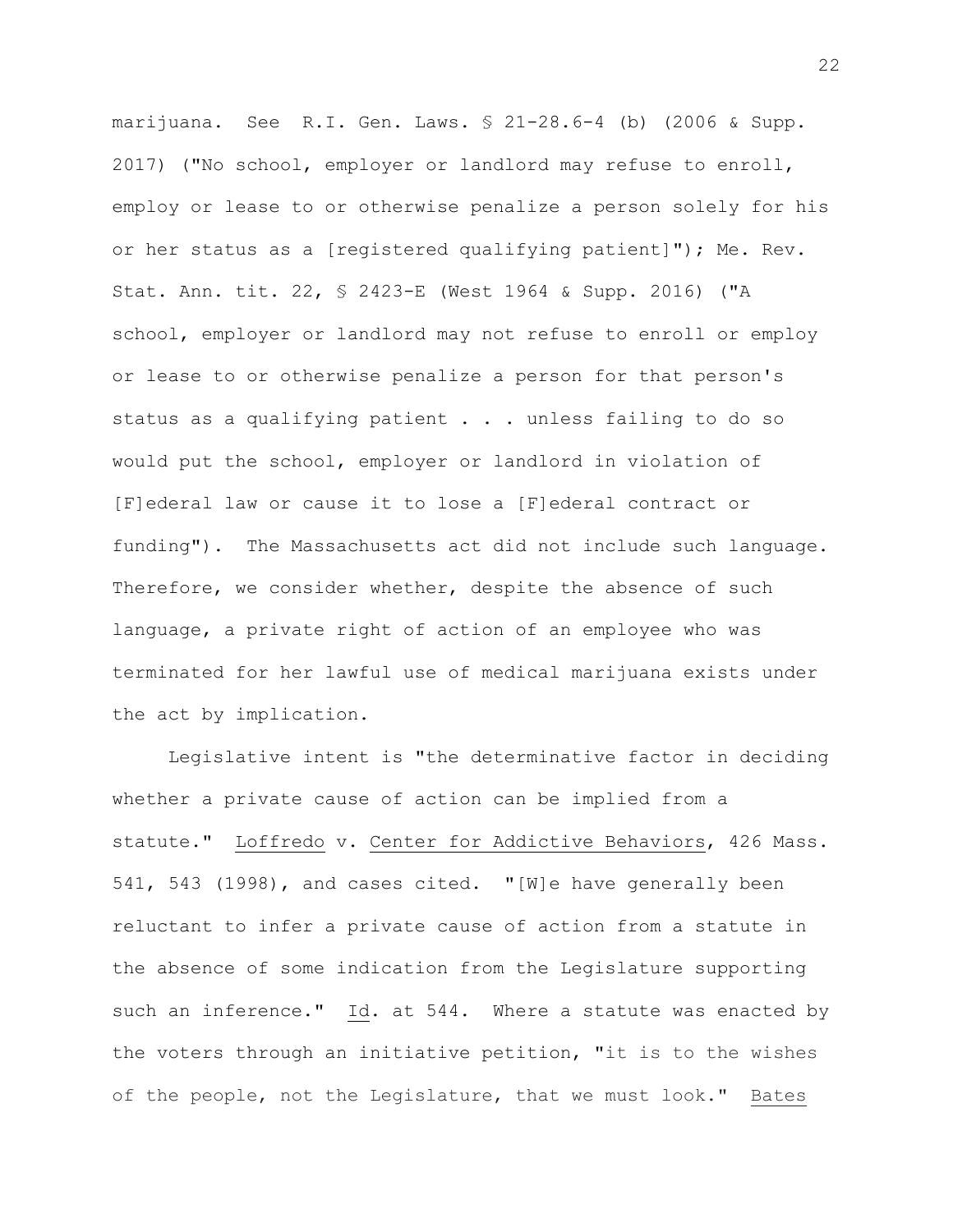marijuana. See R.I. Gen. Laws. § 21-28.6-4 (b) (2006 & Supp. 2017) ("No school, employer or landlord may refuse to enroll, employ or lease to or otherwise penalize a person solely for his or her status as a [registered qualifying patient]"); Me. Rev. Stat. Ann. tit. 22, § 2423-E (West 1964 & Supp. 2016) ("A school, employer or landlord may not refuse to enroll or employ or lease to or otherwise penalize a person for that person's status as a qualifying patient . . . unless failing to do so would put the school, employer or landlord in violation of [F]ederal law or cause it to lose a [F]ederal contract or funding"). The Massachusetts act did not include such language. Therefore, we consider whether, despite the absence of such language, a private right of action of an employee who was terminated for her lawful use of medical marijuana exists under the act by implication.

Legislative intent is "the determinative factor in deciding whether a private cause of action can be implied from a statute." Loffredo v. Center for Addictive Behaviors, 426 Mass. 541, 543 (1998), and cases cited. "[W]e have generally been reluctant to infer a private cause of action from a statute in the absence of some indication from the Legislature supporting such an inference." Id. at 544. Where a statute was enacted by the voters through an initiative petition, "it is to the wishes of the people, not the Legislature, that we must look." Bates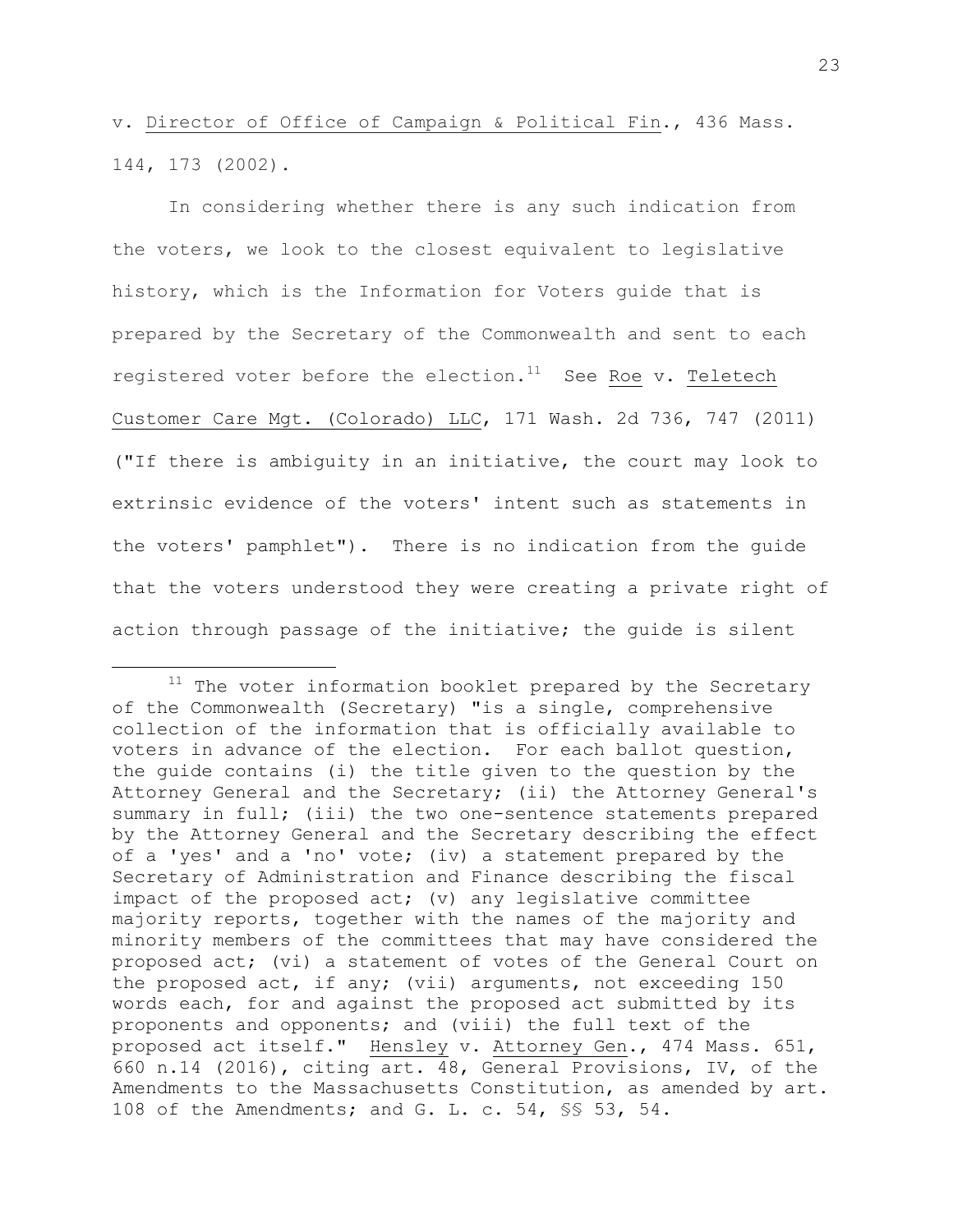v. Director of Office of Campaign & Political Fin., 436 Mass. 144, 173 (2002).

In considering whether there is any such indication from the voters, we look to the closest equivalent to legislative history, which is the Information for Voters guide that is prepared by the Secretary of the Commonwealth and sent to each registered voter before the election.[11] See Roe v. Teletech Customer Care Mgt. (Colorado) LLC, 171 Wash. 2d 736, 747 (2011) ("If there is ambiguity in an initiative, the court may look to extrinsic evidence of the voters' intent such as statements in the voters' pamphlet"). There is no indication from the guide that the voters understood they were creating a private right of action through passage of the initiative; the guide is silent

---

[11] The voter information booklet prepared by the Secretary of the Commonwealth (Secretary) "is a single, comprehensive collection of the information that is officially available to voters in advance of the election. For each ballot question, the guide contains (i) the title given to the question by the Attorney General and the Secretary; (ii) the Attorney General's summary in full; (iii) the two one-sentence statements prepared by the Attorney General and the Secretary describing the effect of a 'yes' and a 'no' vote; (iv) a statement prepared by the Secretary of Administration and Finance describing the fiscal impact of the proposed act; (v) any legislative committee majority reports, together with the names of the majority and minority members of the committees that may have considered the proposed act; (vi) a statement of votes of the General Court on the proposed act, if any; (vii) arguments, not exceeding 150 words each, for and against the proposed act submitted by its proponents and opponents; and (viii) the full text of the proposed act itself." Hensley v. Attorney Gen., 474 Mass. 651, 660 n.14 (2016), citing art. 48, General Provisions, IV, of the Amendments to the Massachusetts Constitution, as amended by art. 108 of the Amendments; and G. L. c. 54, §§ 53, 54.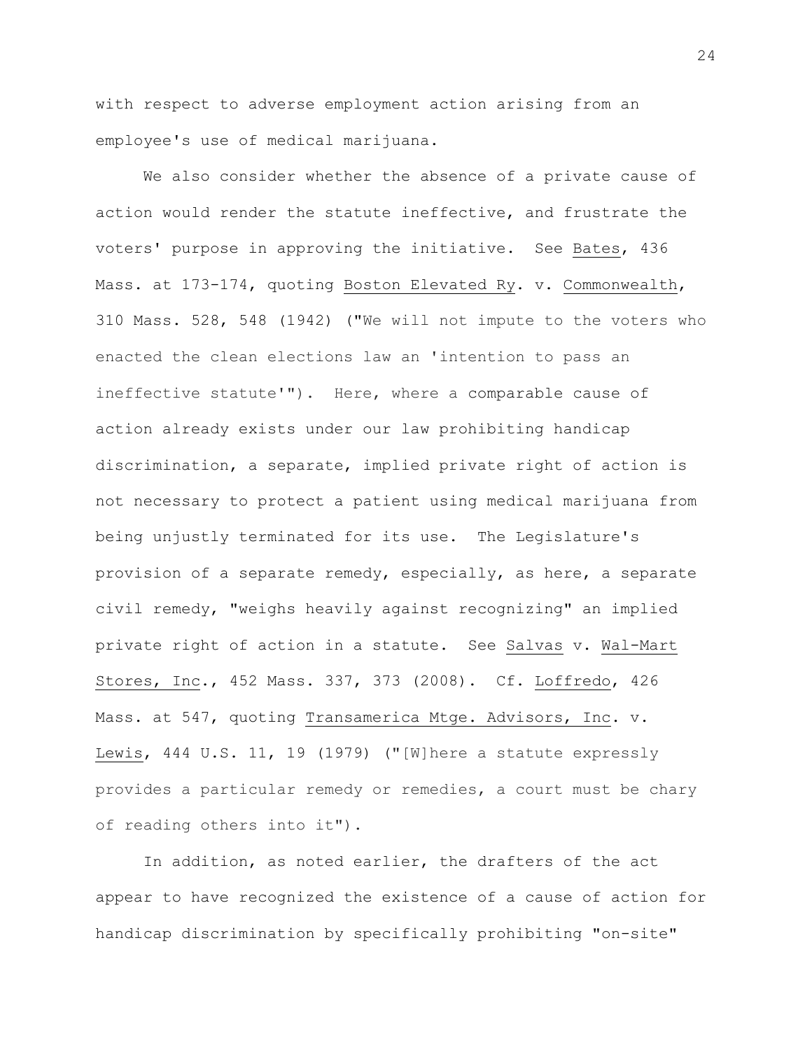with respect to adverse employment action arising from an employee's use of medical marijuana.

We also consider whether the absence of a private cause of action would render the statute ineffective, and frustrate the voters' purpose in approving the initiative. See Bates, 436 Mass. at 173-174, quoting Boston Elevated Ry. v. Commonwealth, 310 Mass. 528, 548 (1942) ("We will not impute to the voters who enacted the clean elections law an 'intention to pass an ineffective statute'"). Here, where a comparable cause of action already exists under our law prohibiting handicap discrimination, a separate, implied private right of action is not necessary to protect a patient using medical marijuana from being unjustly terminated for its use. The Legislature's provision of a separate remedy, especially, as here, a separate civil remedy, "weighs heavily against recognizing" an implied private right of action in a statute. See Salvas v. Wal-Mart Stores, Inc., 452 Mass. 337, 373 (2008). Cf. Loffredo, 426 Mass. at 547, quoting Transamerica Mtge. Advisors, Inc. v. Lewis, 444 U.S. 11, 19 (1979) ("[W]here a statute expressly provides a particular remedy or remedies, a court must be chary of reading others into it").

In addition, as noted earlier, the drafters of the act appear to have recognized the existence of a cause of action for handicap discrimination by specifically prohibiting "on-site"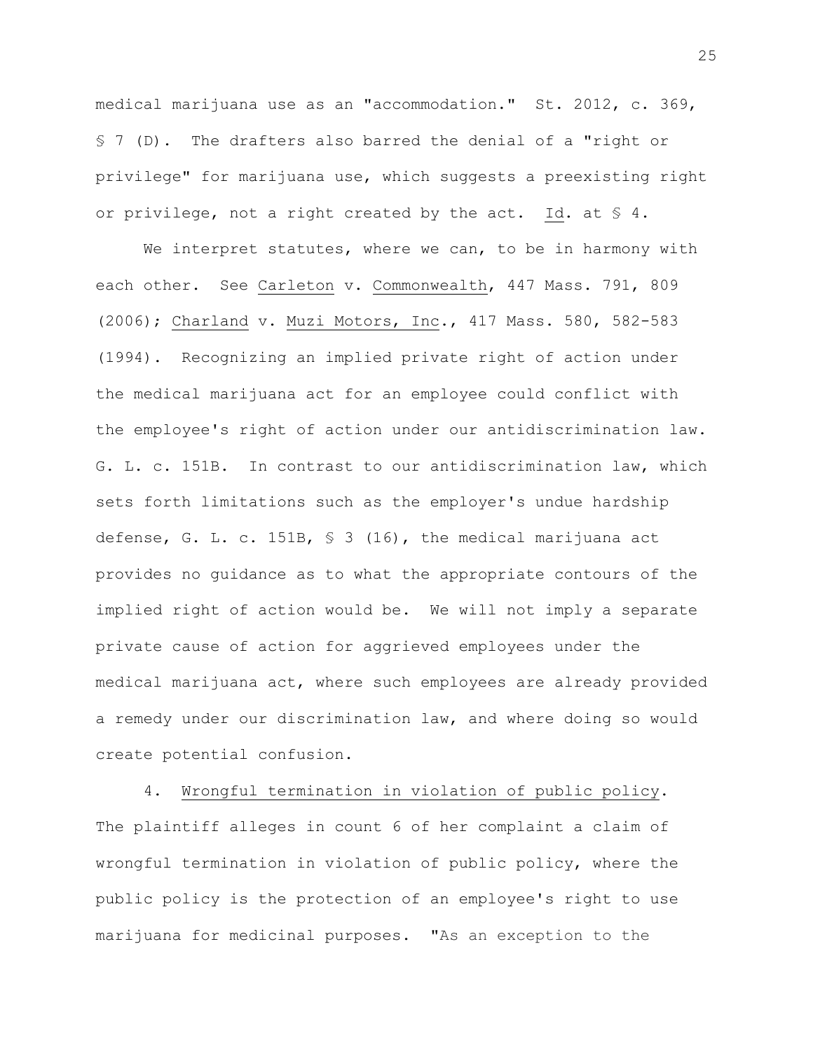medical marijuana use as an "accommodation." St. 2012, c. 369, § 7 (D). The drafters also barred the denial of a "right or privilege" for marijuana use, which suggests a preexisting right or privilege, not a right created by the act. Id. at § 4.

We interpret statutes, where we can, to be in harmony with each other. See Carleton v. Commonwealth, 447 Mass. 791, 809 (2006); Charland v. Muzi Motors, Inc., 417 Mass. 580, 582-583 (1994). Recognizing an implied private right of action under the medical marijuana act for an employee could conflict with the employee's right of action under our antidiscrimination law. G. L. c. 151B. In contrast to our antidiscrimination law, which sets forth limitations such as the employer's undue hardship defense, G. L. c. 151B, § 3 (16), the medical marijuana act provides no guidance as to what the appropriate contours of the implied right of action would be. We will not imply a separate private cause of action for aggrieved employees under the medical marijuana act, where such employees are already provided a remedy under our discrimination law, and where doing so would create potential confusion.

4. Wrongful termination in violation of public policy. The plaintiff alleges in count 6 of her complaint a claim of wrongful termination in violation of public policy, where the public policy is the protection of an employee's right to use marijuana for medicinal purposes. "As an exception to the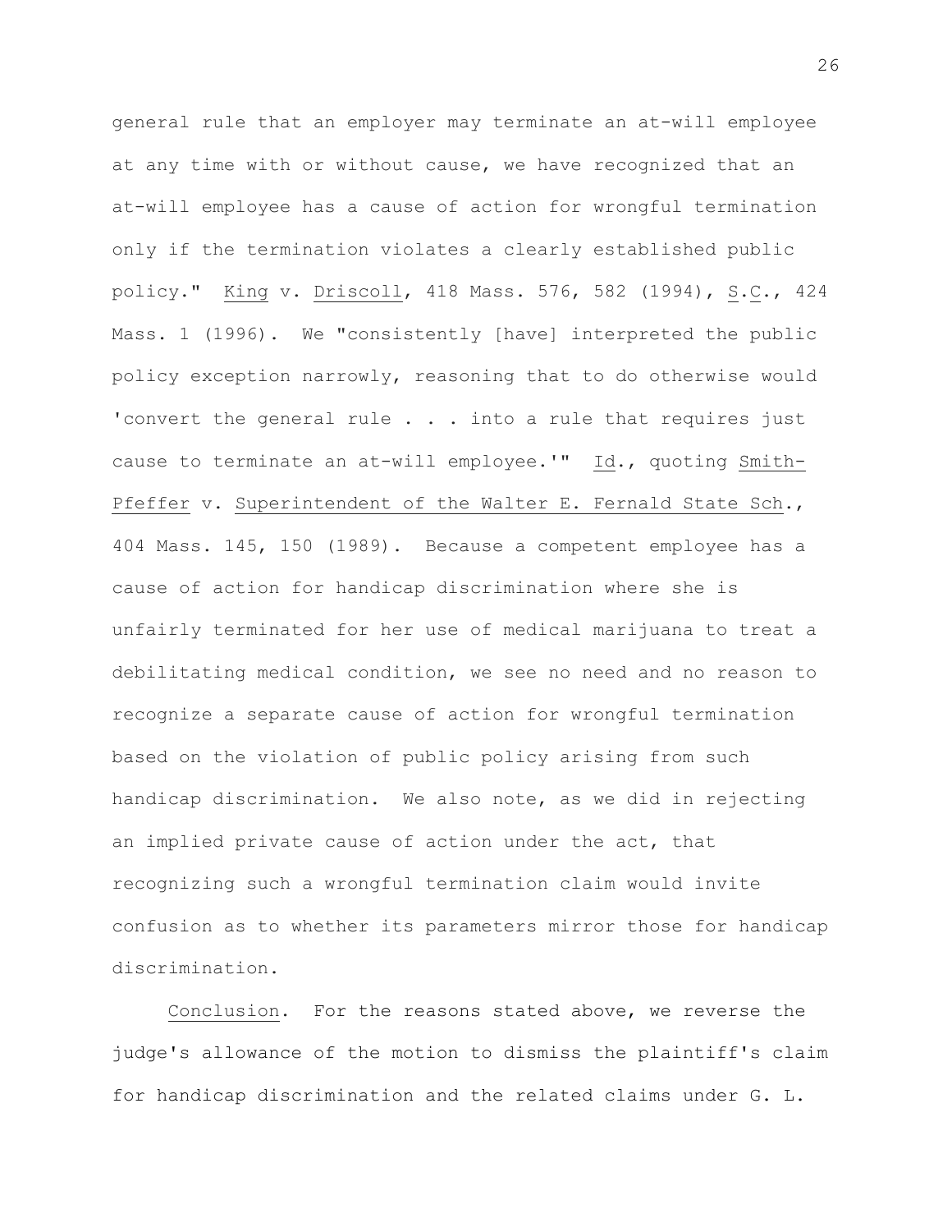general rule that an employer may terminate an at-will employee at any time with or without cause, we have recognized that an at-will employee has a cause of action for wrongful termination only if the termination violates a clearly established public policy." King v. Driscoll, 418 Mass. 576, 582 (1994), S.C., 424 Mass. 1 (1996). We "consistently [have] interpreted the public policy exception narrowly, reasoning that to do otherwise would 'convert the general rule . . . into a rule that requires just cause to terminate an at-will employee.'" Id., quoting Smith-Pfeffer v. Superintendent of the Walter E. Fernald State Sch., 404 Mass. 145, 150 (1989). Because a competent employee has a cause of action for handicap discrimination where she is unfairly terminated for her use of medical marijuana to treat a debilitating medical condition, we see no need and no reason to recognize a separate cause of action for wrongful termination based on the violation of public policy arising from such handicap discrimination. We also note, as we did in rejecting an implied private cause of action under the act, that recognizing such a wrongful termination claim would invite confusion as to whether its parameters mirror those for handicap discrimination.

Conclusion. For the reasons stated above, we reverse the judge's allowance of the motion to dismiss the plaintiff's claim for handicap discrimination and the related claims under G. L.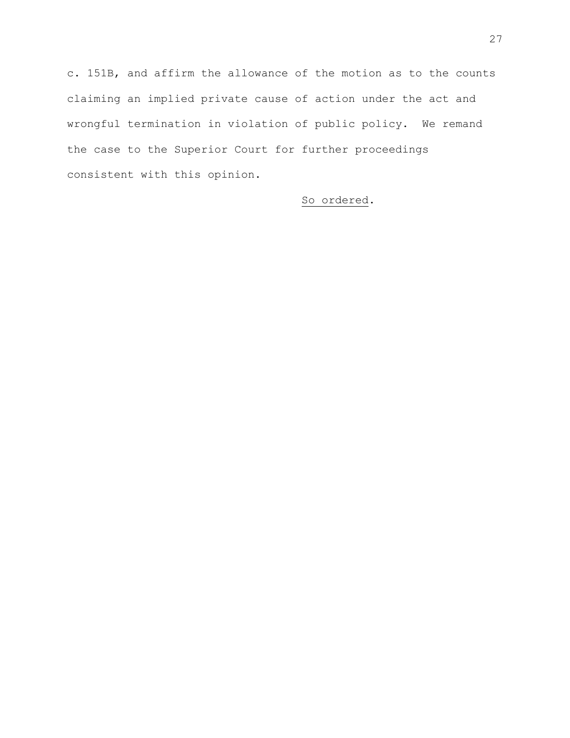c. 151B, and affirm the allowance of the motion as to the counts claiming an implied private cause of action under the act and wrongful termination in violation of public policy. We remand the case to the Superior Court for further proceedings consistent with this opinion.

So ordered.